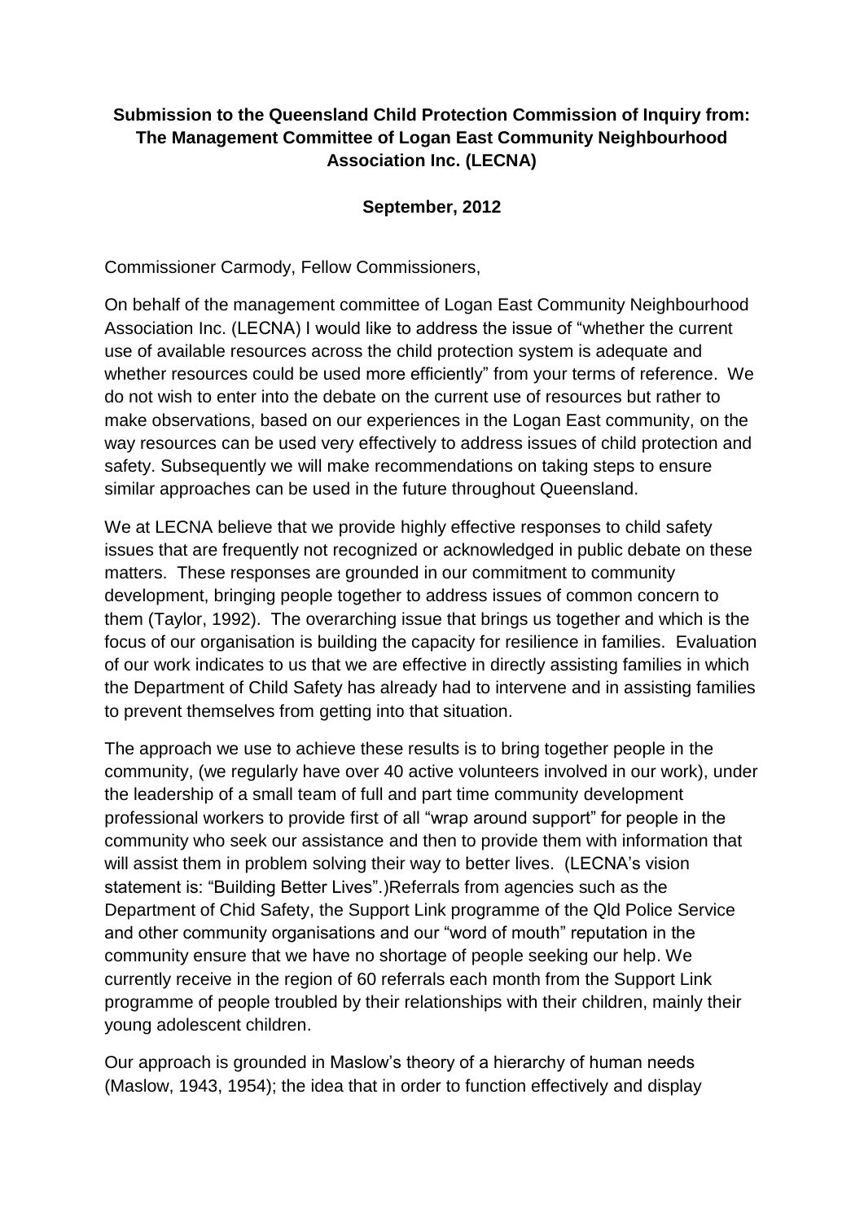**Submission to the Queensland Child Protection Commission of Inquiry from: The Management Committee of Logan East Community Neighbourhood Association Inc. (LECNA)**

**September, 2012**

Commissioner Carmody, Fellow Commissioners,

On behalf of the management committee of Logan East Community Neighbourhood Association Inc. (LECNA) I would like to address the issue of "whether the current use of available resources across the child protection system is adequate and whether resources could be used more efficiently" from your terms of reference. We do not wish to enter into the debate on the current use of resources but rather to make observations, based on our experiences in the Logan East community, on the way resources can be used very effectively to address issues of child protection and safety. Subsequently we will make recommendations on taking steps to ensure similar approaches can be used in the future throughout Queensland.

We at LECNA believe that we provide highly effective responses to child safety issues that are frequently not recognized or acknowledged in public debate on these matters. These responses are grounded in our commitment to community development, bringing people together to address issues of common concern to them (Taylor, 1992). The overarching issue that brings us together and which is the focus of our organisation is building the capacity for resilience in families. Evaluation of our work indicates to us that we are effective in directly assisting families in which the Department of Child Safety has already had to intervene and in assisting families to prevent themselves from getting into that situation.

The approach we use to achieve these results is to bring together people in the community, (we regularly have over 40 active volunteers involved in our work), under the leadership of a small team of full and part time community development professional workers to provide first of all "wrap around support" for people in the community who seek our assistance and then to provide them with information that will assist them in problem solving their way to better lives. (LECNA's vision statement is: "Building Better Lives".)Referrals from agencies such as the Department of Chid Safety, the Support Link programme of the Qld Police Service and other community organisations and our "word of mouth" reputation in the community ensure that we have no shortage of people seeking our help. We currently receive in the region of 60 referrals each month from the Support Link programme of people troubled by their relationships with their children, mainly their young adolescent children.

Our approach is grounded in Maslow's theory of a hierarchy of human needs (Maslow, 1943, 1954); the idea that in order to function effectively and display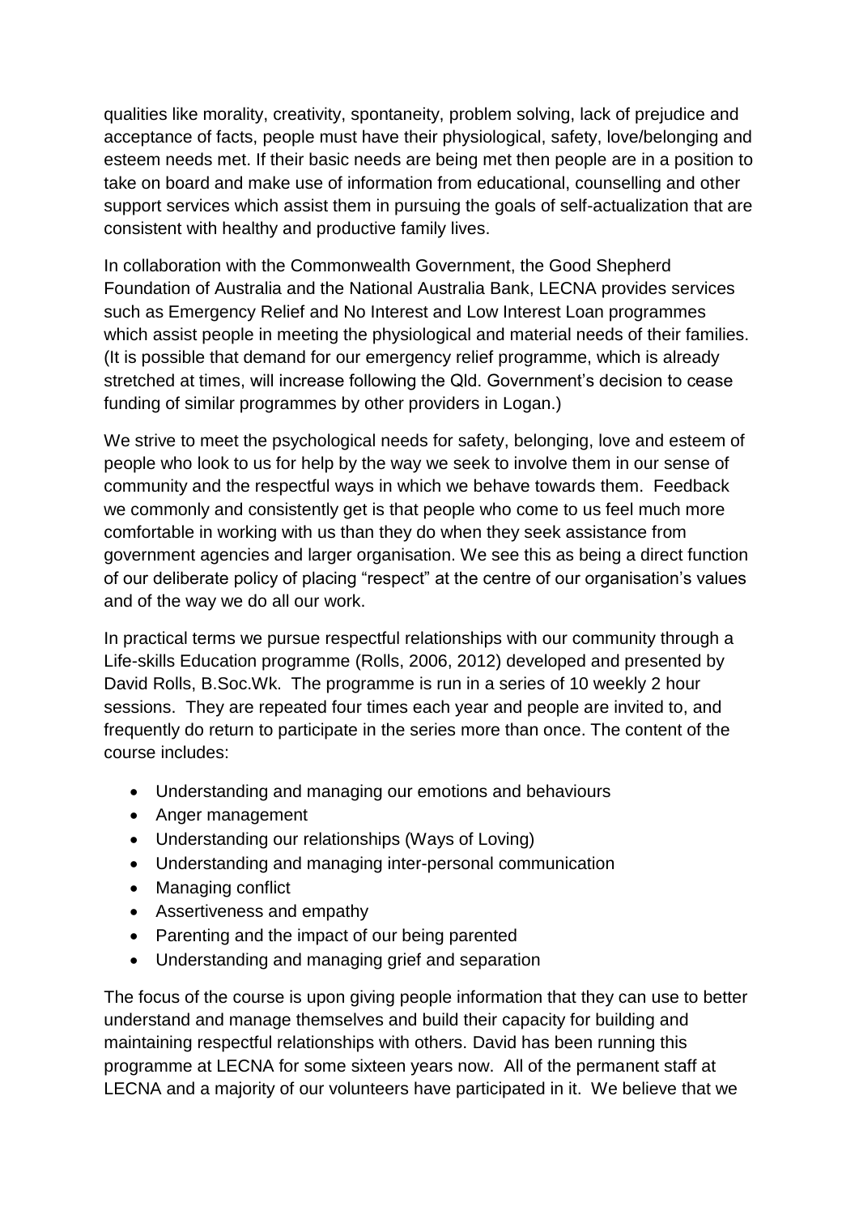qualities like morality, creativity, spontaneity, problem solving, lack of prejudice and acceptance of facts, people must have their physiological, safety, love/belonging and esteem needs met. If their basic needs are being met then people are in a position to take on board and make use of information from educational, counselling and other support services which assist them in pursuing the goals of self-actualization that are consistent with healthy and productive family lives.

In collaboration with the Commonwealth Government, the Good Shepherd Foundation of Australia and the National Australia Bank, LECNA provides services such as Emergency Relief and No Interest and Low Interest Loan programmes which assist people in meeting the physiological and material needs of their families. (It is possible that demand for our emergency relief programme, which is already stretched at times, will increase following the Qld. Government's decision to cease funding of similar programmes by other providers in Logan.)

We strive to meet the psychological needs for safety, belonging, love and esteem of people who look to us for help by the way we seek to involve them in our sense of community and the respectful ways in which we behave towards them. Feedback we commonly and consistently get is that people who come to us feel much more comfortable in working with us than they do when they seek assistance from government agencies and larger organisation. We see this as being a direct function of our deliberate policy of placing "respect" at the centre of our organisation's values and of the way we do all our work.

In practical terms we pursue respectful relationships with our community through a Life-skills Education programme (Rolls, 2006, 2012) developed and presented by David Rolls, B.Soc.Wk. The programme is run in a series of 10 weekly 2 hour sessions. They are repeated four times each year and people are invited to, and frequently do return to participate in the series more than once. The content of the course includes:

- Understanding and managing our emotions and behaviours
- Anger management
- Understanding our relationships (Ways of Loving)
- Understanding and managing inter-personal communication
- Managing conflict
- Assertiveness and empathy
- Parenting and the impact of our being parented
- Understanding and managing grief and separation

The focus of the course is upon giving people information that they can use to better understand and manage themselves and build their capacity for building and maintaining respectful relationships with others. David has been running this programme at LECNA for some sixteen years now. All of the permanent staff at LECNA and a majority of our volunteers have participated in it. We believe that we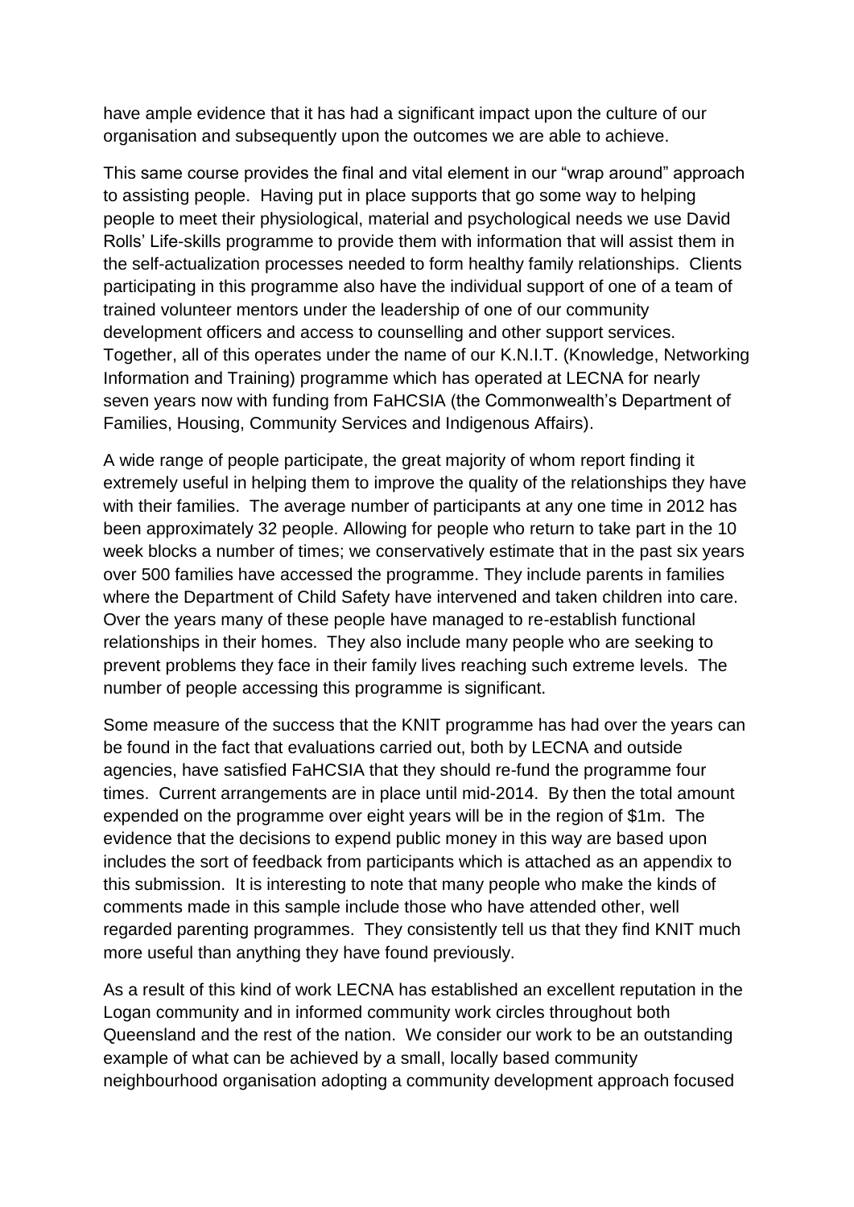have ample evidence that it has had a significant impact upon the culture of our organisation and subsequently upon the outcomes we are able to achieve.

This same course provides the final and vital element in our "wrap around" approach to assisting people. Having put in place supports that go some way to helping people to meet their physiological, material and psychological needs we use David Rolls' Life-skills programme to provide them with information that will assist them in the self-actualization processes needed to form healthy family relationships. Clients participating in this programme also have the individual support of one of a team of trained volunteer mentors under the leadership of one of our community development officers and access to counselling and other support services. Together, all of this operates under the name of our K.N.I.T. (Knowledge, Networking Information and Training) programme which has operated at LECNA for nearly seven years now with funding from FaHCSIA (the Commonwealth's Department of Families, Housing, Community Services and Indigenous Affairs).

A wide range of people participate, the great majority of whom report finding it extremely useful in helping them to improve the quality of the relationships they have with their families. The average number of participants at any one time in 2012 has been approximately 32 people. Allowing for people who return to take part in the 10 week blocks a number of times; we conservatively estimate that in the past six years over 500 families have accessed the programme. They include parents in families where the Department of Child Safety have intervened and taken children into care. Over the years many of these people have managed to re-establish functional relationships in their homes. They also include many people who are seeking to prevent problems they face in their family lives reaching such extreme levels. The number of people accessing this programme is significant.

Some measure of the success that the KNIT programme has had over the years can be found in the fact that evaluations carried out, both by LECNA and outside agencies, have satisfied FaHCSIA that they should re-fund the programme four times. Current arrangements are in place until mid-2014. By then the total amount expended on the programme over eight years will be in the region of $1m. The evidence that the decisions to expend public money in this way are based upon includes the sort of feedback from participants which is attached as an appendix to this submission. It is interesting to note that many people who make the kinds of comments made in this sample include those who have attended other, well regarded parenting programmes. They consistently tell us that they find KNIT much more useful than anything they have found previously.

As a result of this kind of work LECNA has established an excellent reputation in the Logan community and in informed community work circles throughout both Queensland and the rest of the nation. We consider our work to be an outstanding example of what can be achieved by a small, locally based community neighbourhood organisation adopting a community development approach focused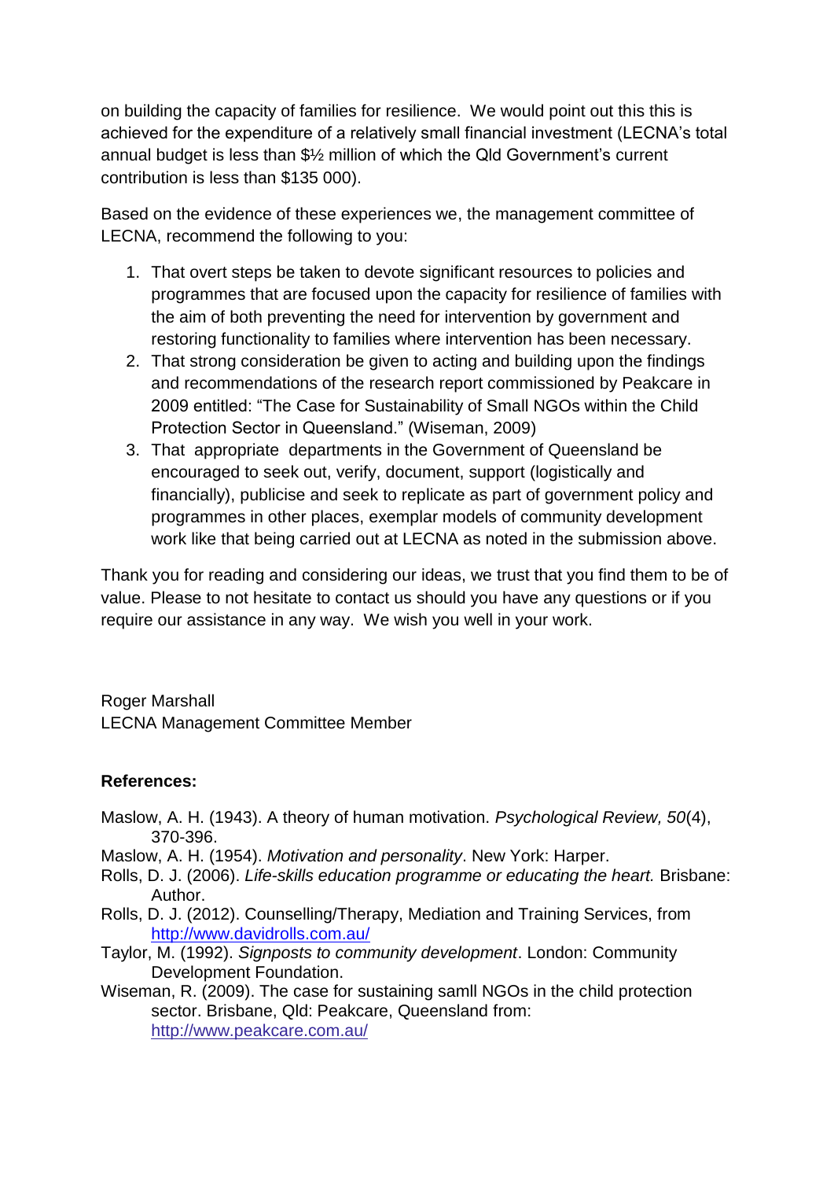on building the capacity of families for resilience. We would point out this this is achieved for the expenditure of a relatively small financial investment (LECNA's total annual budget is less than $½ million of which the Qld Government's current contribution is less than $135 000).

Based on the evidence of these experiences we, the management committee of LECNA, recommend the following to you:

1. That overt steps be taken to devote significant resources to policies and programmes that are focused upon the capacity for resilience of families with the aim of both preventing the need for intervention by government and restoring functionality to families where intervention has been necessary.
2. That strong consideration be given to acting and building upon the findings and recommendations of the research report commissioned by Peakcare in 2009 entitled: "The Case for Sustainability of Small NGOs within the Child Protection Sector in Queensland." (Wiseman, 2009)
3. That appropriate departments in the Government of Queensland be encouraged to seek out, verify, document, support (logistically and financially), publicise and seek to replicate as part of government policy and programmes in other places, exemplar models of community development work like that being carried out at LECNA as noted in the submission above.

Thank you for reading and considering our ideas, we trust that you find them to be of value. Please to not hesitate to contact us should you have any questions or if you require our assistance in any way. We wish you well in your work.

Roger Marshall
LECNA Management Committee Member

**References:**

Maslow, A. H. (1943). A theory of human motivation. *Psychological Review, 50*(4), 370-396.

Maslow, A. H. (1954). *Motivation and personality*. New York: Harper.

Rolls, D. J. (2006). *Life-skills education programme or educating the heart.* Brisbane: Author.

Rolls, D. J. (2012). Counselling/Therapy, Mediation and Training Services, from http://www.davidrolls.com.au/

Taylor, M. (1992). *Signposts to community development*. London: Community Development Foundation.

Wiseman, R. (2009). The case for sustaining samll NGOs in the child protection sector. Brisbane, Qld: Peakcare, Queensland from: http://www.peakcare.com.au/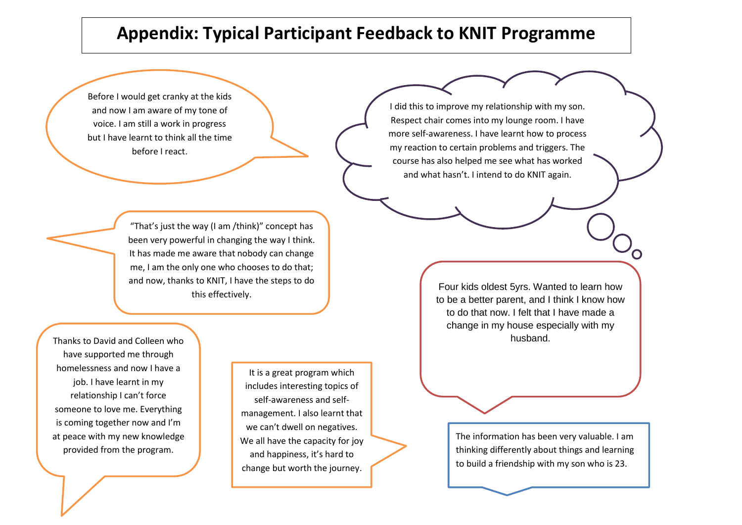# Appendix: Typical Participant Feedback to KNIT Programme

Before I would get cranky at the kids and now I am aware of my tone of voice. I am still a work in progress but I have learnt to think all the time before I react.

I did this to improve my relationship with my son. Respect chair comes into my lounge room. I have more self-awareness. I have learnt how to process my reaction to certain problems and triggers. The course has also helped me see what has worked and what hasn't. I intend to do KNIT again.

"That's just the way (I am /think)" concept has been very powerful in changing the way I think. It has made me aware that nobody can change me, I am the only one who chooses to do that; and now, thanks to KNIT, I have the steps to do this effectively.

Four kids oldest 5yrs. Wanted to learn how to be a better parent, and I think I know how to do that now. I felt that I have made a change in my house especially with my husband.

Thanks to David and Colleen who have supported me through homelessness and now I have a job. I have learnt in my relationship I can't force someone to love me. Everything is coming together now and I'm at peace with my new knowledge provided from the program.

It is a great program which includes interesting topics of self-awareness and self-management. I also learnt that we can't dwell on negatives. We all have the capacity for joy and happiness, it's hard to change but worth the journey.

The information has been very valuable. I am thinking differently about things and learning to build a friendship with my son who is 23.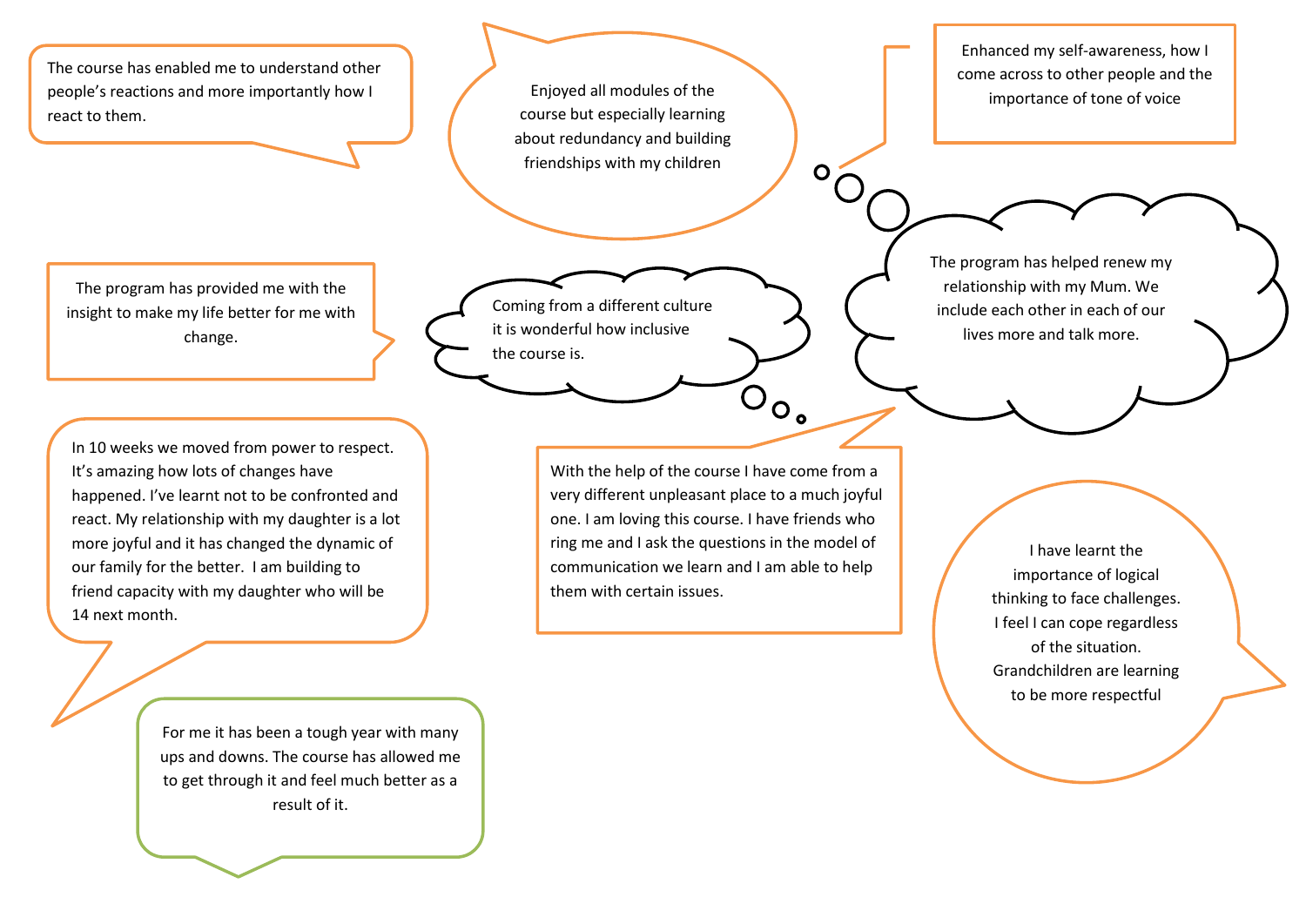The course has enabled me to understand other people's reactions and more importantly how I react to them.

Enjoyed all modules of the course but especially learning about redundancy and building friendships with my children

Enhanced my self-awareness, how I come across to other people and the importance of tone of voice

The program has provided me with the insight to make my life better for me with change.

Coming from a different culture it is wonderful how inclusive the course is.

The program has helped renew my relationship with my Mum. We include each other in each of our lives more and talk more.

In 10 weeks we moved from power to respect. It's amazing how lots of changes have happened. I've learnt not to be confronted and react. My relationship with my daughter is a lot more joyful and it has changed the dynamic of our family for the better. I am building to friend capacity with my daughter who will be 14 next month.

With the help of the course I have come from a very different unpleasant place to a much joyful one. I am loving this course. I have friends who ring me and I ask the questions in the model of communication we learn and I am able to help them with certain issues.

I have learnt the importance of logical thinking to face challenges. I feel I can cope regardless of the situation. Grandchildren are learning to be more respectful

For me it has been a tough year with many ups and downs. The course has allowed me to get through it and feel much better as a result of it.